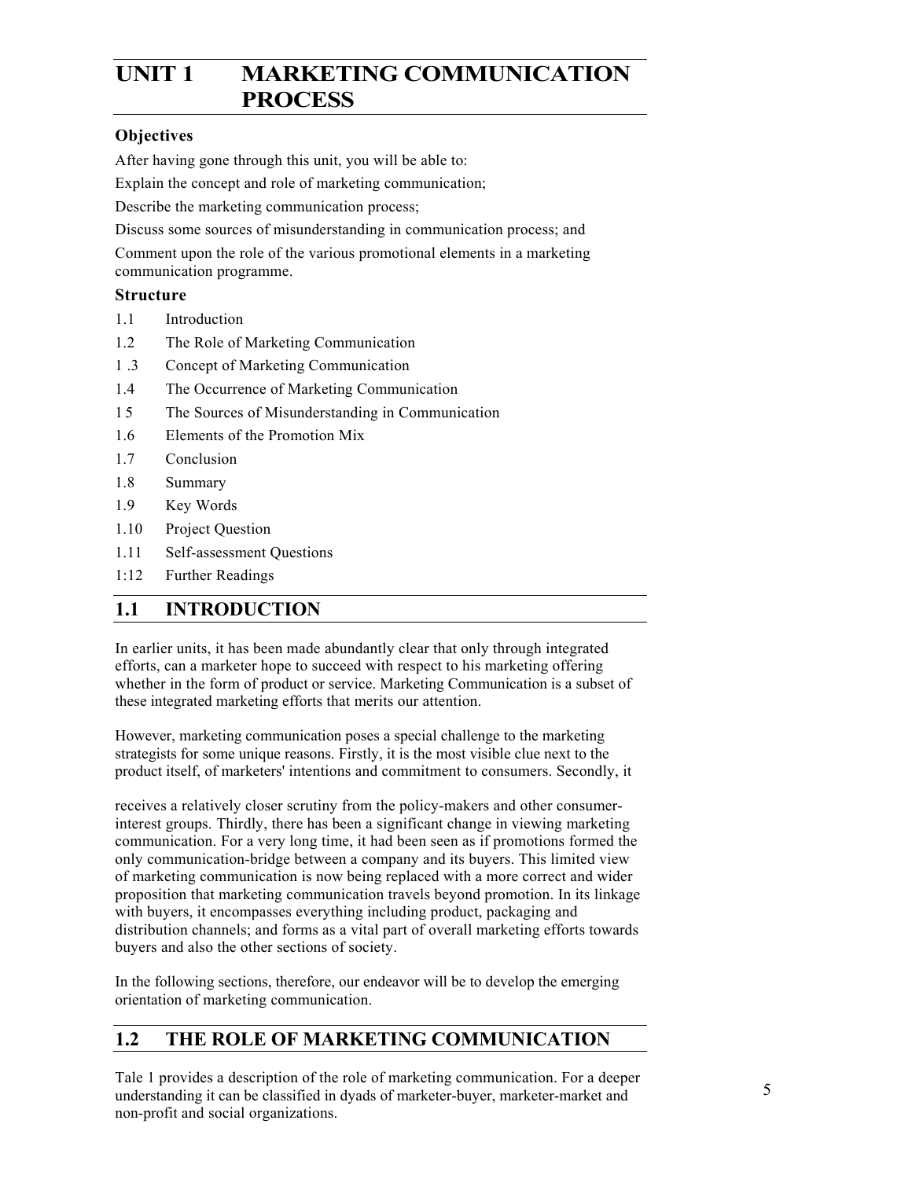# UNIT 1 MARKETING COMMUNICATION PROCESS

### Objectives

After having gone through this unit, you will be able to:

Explain the concept and role of marketing communication;

Describe the marketing communication process;

Discuss some sources of misunderstanding in communication process; and

Comment upon the role of the various promotional elements in a marketing communication programme.

### Structure

1.1 Introduction

1.2 The Role of Marketing Communication

1 .3 Concept of Marketing Communication

1.4 The Occurrence of Marketing Communication

1 5 The Sources of Misunderstanding in Communication

1.6 Elements of the Promotion Mix

1.7 Conclusion

1.8 Summary

1.9 Key Words

1.10 Project Question

1.11 Self-assessment Questions

1:12 Further Readings

## 1.1 INTRODUCTION

In earlier units, it has been made abundantly clear that only through integrated efforts, can a marketer hope to succeed with respect to his marketing offering whether in the form of product or service. Marketing Communication is a subset of these integrated marketing efforts that merits our attention.

However, marketing communication poses a special challenge to the marketing strategists for some unique reasons. Firstly, it is the most visible clue next to the product itself, of marketers' intentions and commitment to consumers. Secondly, it receives a relatively closer scrutiny from the policy-makers and other consumer-interest groups. Thirdly, there has been a significant change in viewing marketing communication. For a very long time, it had been seen as if promotions formed the only communication-bridge between a company and its buyers. This limited view of marketing communication is now being replaced with a more correct and wider proposition that marketing communication travels beyond promotion. In its linkage with buyers, it encompasses everything including product, packaging and distribution channels; and forms as a vital part of overall marketing efforts towards buyers and also the other sections of society.

In the following sections, therefore, our endeavor will be to develop the emerging orientation of marketing communication.

## 1.2 THE ROLE OF MARKETING COMMUNICATION

Tale 1 provides a description of the role of marketing communication. For a deeper understanding it can be classified in dyads of marketer-buyer, marketer-market and non-profit and social organizations.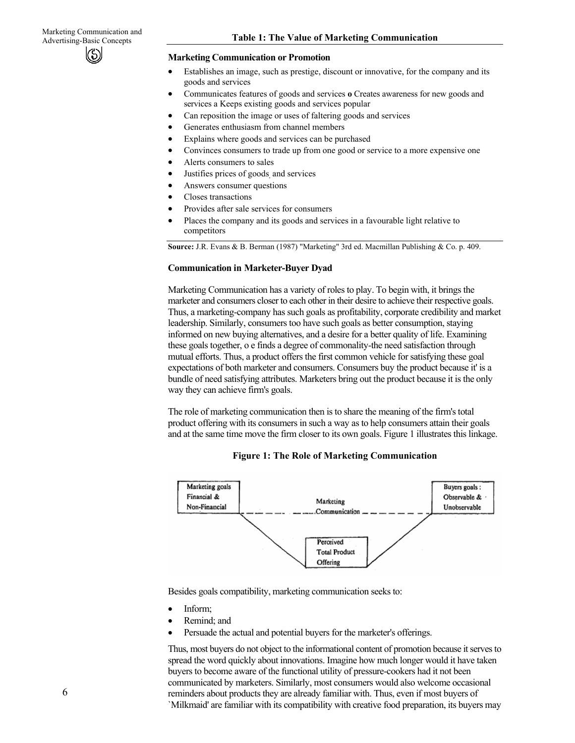**Table 1: The Value of Marketing Communication**

**Marketing Communication or Promotion**

- Establishes an image, such as prestige, discount or innovative, for the company and its goods and services
- Communicates features of goods and services **o** Creates awareness for new goods and services a Keeps existing goods and services popular
- Can reposition the image or uses of faltering goods and services
- Generates enthusiasm from channel members
- Explains where goods and services can be purchased
- Convinces consumers to trade up from one good or service to a more expensive one
- Alerts consumers to sales
- Justifies prices of goods, and services
- Answers consumer questions
- Closes transactions
- Provides after sale services for consumers
- Places the company and its goods and services in a favourable light relative to competitors

**Source:** J.R. Evans & B. Berman (1987) "Marketing" 3rd ed. Macmillan Publishing & Co. p. 409.

**Communication in Marketer-Buyer Dyad**

Marketing Communication has a variety of roles to play. To begin with, it brings the marketer and consumers closer to each other in their desire to achieve their respective goals. Thus, a marketing-company has such goals as profitability, corporate credibility and market leadership. Similarly, consumers too have such goals as better consumption, staying informed on new buying alternatives, and a desire for a better quality of life. Examining these goals together, o e finds a degree of commonality-the need satisfaction through mutual efforts. Thus, a product offers the first common vehicle for satisfying these goal expectations of both marketer and consumers. Consumers buy the product because it' is a bundle of need satisfying attributes. Marketers bring out the product because it is the only way they can achieve firm's goals.

The role of marketing communication then is to share the meaning of the firm's total product offering with its consumers in such a way as to help consumers attain their goals and at the same time move the firm closer to its own goals. Figure 1 illustrates this linkage.

**Figure 1: The Role of Marketing Communication**

Marketing goals Financial & Non-Financial — Marketing Communication — Buyers goals : Observable & Unobservable

Perceived Total Product Offering

Besides goals compatibility, marketing communication seeks to:

- Inform;
- Remind; and
- Persuade the actual and potential buyers for the marketer's offerings.

Thus, most buyers do not object to the informational content of promotion because it serves to spread the word quickly about innovations. Imagine how much longer would it have taken buyers to become aware of the functional utility of pressure-cookers had it not been communicated by marketers. Similarly, most consumers would also welcome occasional reminders about products they are already familiar with. Thus, even if most buyers of `Milkmaid' are familiar with its compatibility with creative food preparation, its buyers may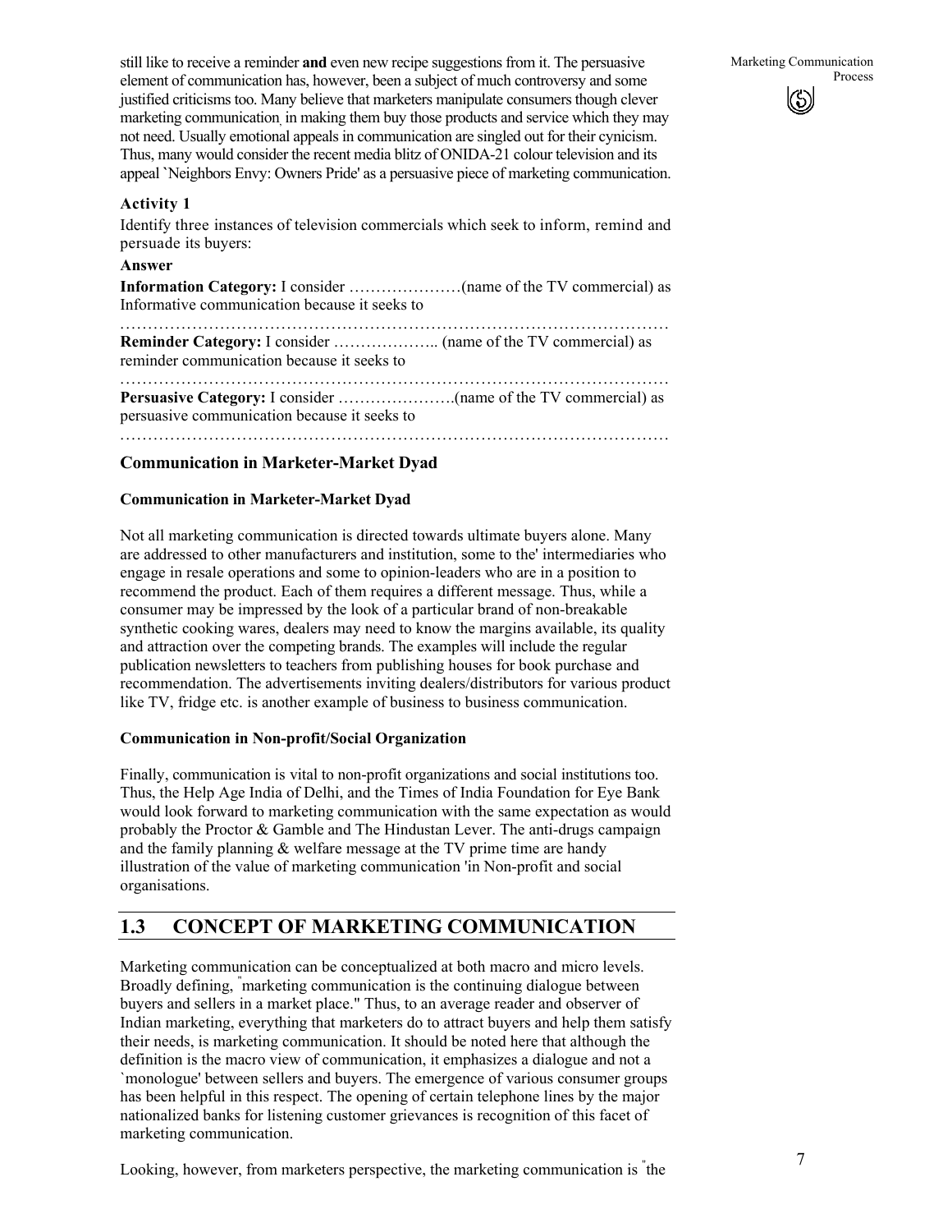still like to receive a reminder **and** even new recipe suggestions from it. The persuasive element of communication has, however, been a subject of much controversy and some justified criticisms too. Many believe that marketers manipulate consumers though clever marketing communication, in making them buy those products and service which they may not need. Usually emotional appeals in communication are singled out for their cynicism. Thus, many would consider the recent media blitz of ONIDA-21 colour television and its appeal `Neighbors Envy: Owners Pride' as a persuasive piece of marketing communication.

**Activity 1**

Identify three instances of television commercials which seek to inform, remind and persuade its buyers:

**Answer**

**Information Category:** I consider …………………(name of the TV commercial) as Informative communication because it seeks to

…………………………………………………………………………………………

**Reminder Category:** I consider ……………….. (name of the TV commercial) as reminder communication because it seeks to

…………………………………………………………………………………………

**Persuasive Category:** I consider ………………….(name of the TV commercial) as persuasive communication because it seeks to

…………………………………………………………………………………………

### Communication in Marketer-Market Dyad

**Communication in Marketer-Market Dyad**

Not all marketing communication is directed towards ultimate buyers alone. Many are addressed to other manufacturers and institution, some to the' intermediaries who engage in resale operations and some to opinion-leaders who are in a position to recommend the product. Each of them requires a different message. Thus, while a consumer may be impressed by the look of a particular brand of non-breakable synthetic cooking wares, dealers may need to know the margins available, its quality and attraction over the competing brands. The examples will include the regular publication newsletters to teachers from publishing houses for book purchase and recommendation. The advertisements inviting dealers/distributors for various product like TV, fridge etc. is another example of business to business communication.

**Communication in Non-profit/Social Organization**

Finally, communication is vital to non-profit organizations and social institutions too. Thus, the Help Age India of Delhi, and the Times of India Foundation for Eye Bank would look forward to marketing communication with the same expectation as would probably the Proctor & Gamble and The Hindustan Lever. The anti-drugs campaign and the family planning & welfare message at the TV prime time are handy illustration of the value of marketing communication 'in Non-profit and social organisations.

## 1.3 CONCEPT OF MARKETING COMMUNICATION

Marketing communication can be conceptualized at both macro and micro levels. Broadly defining, "marketing communication is the continuing dialogue between buyers and sellers in a market place." Thus, to an average reader and observer of Indian marketing, everything that marketers do to attract buyers and help them satisfy their needs, is marketing communication. It should be noted here that although the definition is the macro view of communication, it emphasizes a dialogue and not a `monologue' between sellers and buyers. The emergence of various consumer groups has been helpful in this respect. The opening of certain telephone lines by the major nationalized banks for listening customer grievances is recognition of this facet of marketing communication.

Looking, however, from marketers perspective, the marketing communication is "the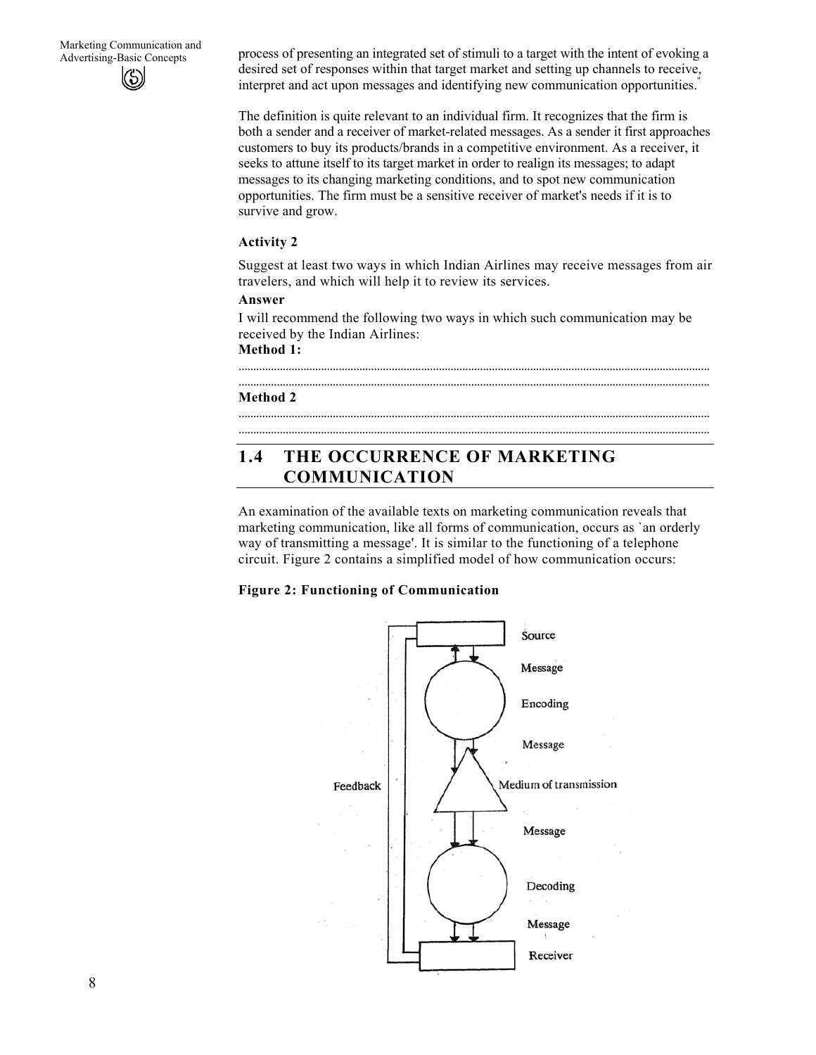process of presenting an integrated set of stimuli to a target with the intent of evoking a desired set of responses within that target market and setting up channels to receive, interpret and act upon messages and identifying new communication opportunities."

The definition is quite relevant to an individual firm. It recognizes that the firm is both a sender and a receiver of market-related messages. As a sender it first approaches customers to buy its products/brands in a competitive environment. As a receiver, it seeks to attune itself to its target market in order to realign its messages; to adapt messages to its changing marketing conditions, and to spot new communication opportunities. The firm must be a sensitive receiver of market's needs if it is to survive and grow.

**Activity 2**

Suggest at least two ways in which Indian Airlines may receive messages from air travelers, and which will help it to review its services.

**Answer**

I will recommend the following two ways in which such communication may be received by the Indian Airlines:

**Method 1:**

.............................................................................................................................................

.............................................................................................................................................

**Method 2**

.............................................................................................................................................

.............................................................................................................................................

## 1.4 THE OCCURRENCE OF MARKETING COMMUNICATION

An examination of the available texts on marketing communication reveals that marketing communication, like all forms of communication, occurs as `an orderly way of transmitting a message'. It is similar to the functioning of a telephone circuit. Figure 2 contains a simplified model of how communication occurs:

**Figure 2: Functioning of Communication**

Source → Message → Encoding → Message → Medium of transmission → Message → Decoding → Message → Receiver (Feedback from Receiver to Source)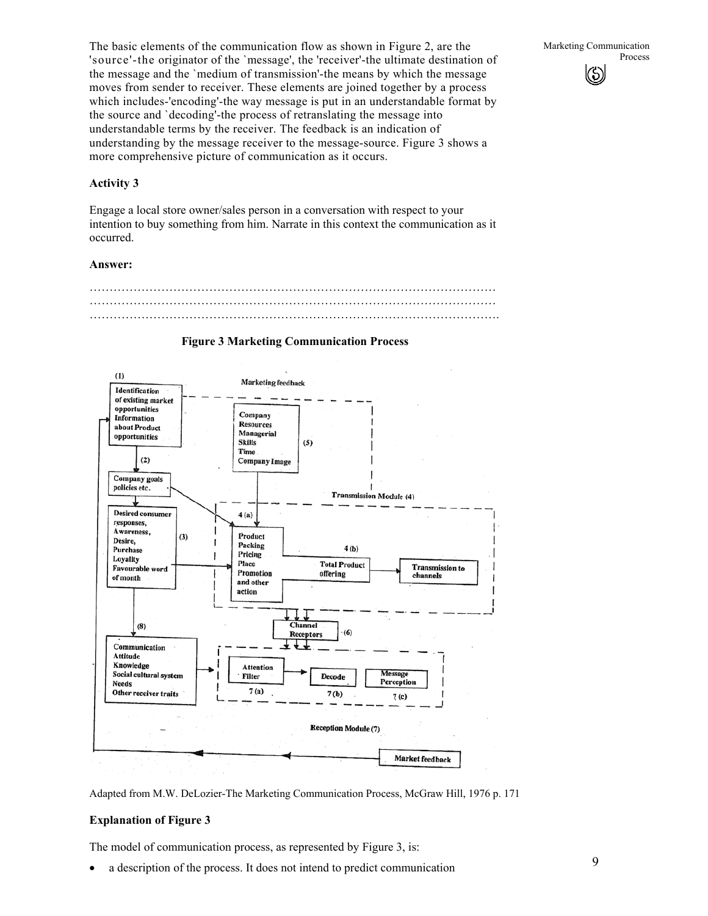The basic elements of the communication flow as shown in Figure 2, are the 'source'-the originator of the `message', the 'receiver'-the ultimate destination of the message and the `medium of transmission'-the means by which the message moves from sender to receiver. These elements are joined together by a process which includes-'encoding'-the way message is put in an understandable format by the source and `decoding'-the process of retranslating the message into understandable terms by the receiver. The feedback is an indication of understanding by the message receiver to the message-source. Figure 3 shows a more comprehensive picture of communication as it occurs.

**Activity 3**

Engage a local store owner/sales person in a conversation with respect to your intention to buy something from him. Narrate in this context the communication as it occurred.

**Answer:**

…………………………………………………………………………………………
…………………………………………………………………………………………
…………………………………………………………………………………………

**Figure 3 Marketing Communication Process**

Adapted from M.W. DeLozier-The Marketing Communication Process, McGraw Hill, 1976 p. 171

**Explanation of Figure 3**

The model of communication process, as represented by Figure 3, is:

- a description of the process. It does not intend to predict communication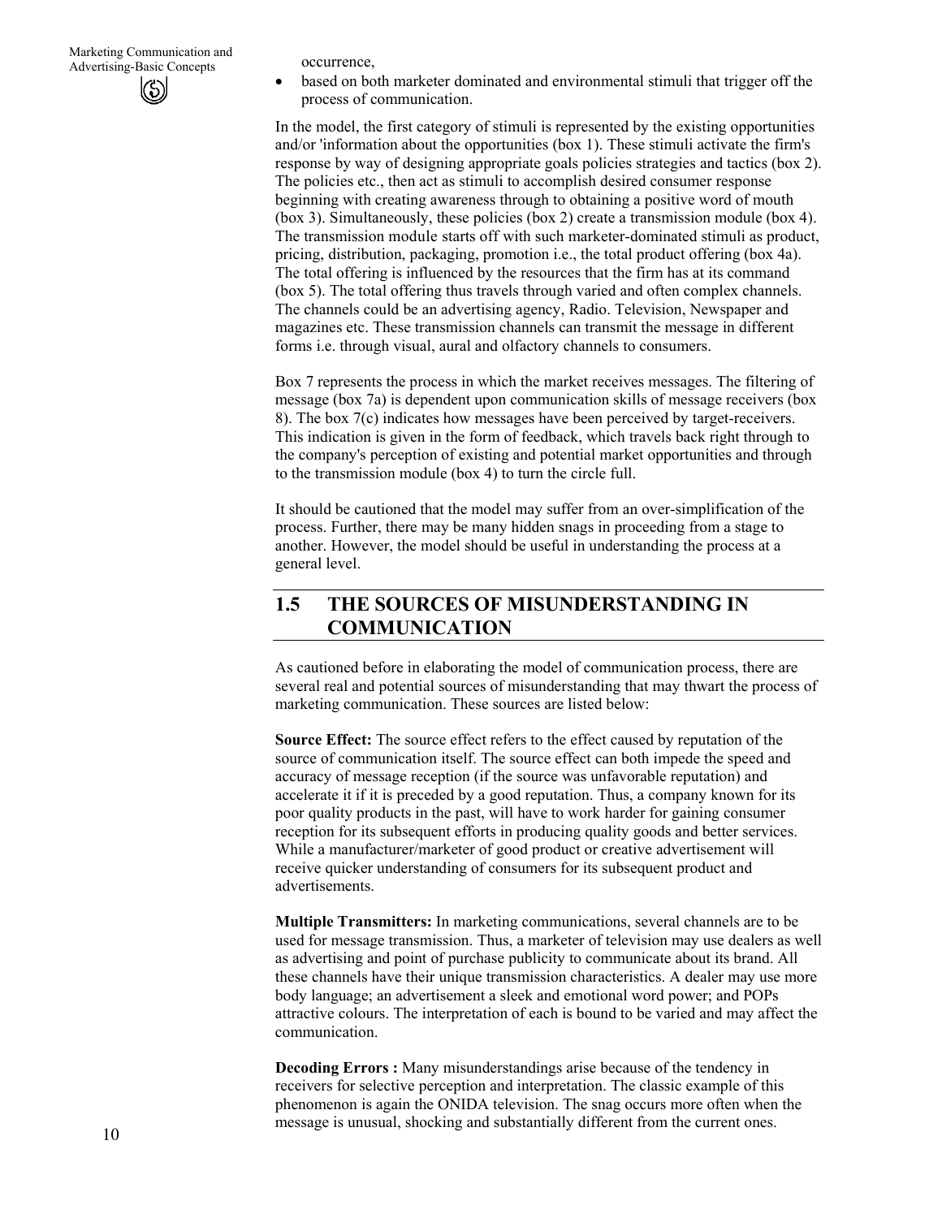occurrence,

- based on both marketer dominated and environmental stimuli that trigger off the process of communication.

In the model, the first category of stimuli is represented by the existing opportunities and/or 'information about the opportunities (box 1). These stimuli activate the firm's response by way of designing appropriate goals policies strategies and tactics (box 2). The policies etc., then act as stimuli to accomplish desired consumer response beginning with creating awareness through to obtaining a positive word of mouth (box 3). Simultaneously, these policies (box 2) create a transmission module (box 4). The transmission module starts off with such marketer-dominated stimuli as product, pricing, distribution, packaging, promotion i.e., the total product offering (box 4a). The total offering is influenced by the resources that the firm has at its command (box 5). The total offering thus travels through varied and often complex channels. The channels could be an advertising agency, Radio. Television, Newspaper and magazines etc. These transmission channels can transmit the message in different forms i.e. through visual, aural and olfactory channels to consumers.

Box 7 represents the process in which the market receives messages. The filtering of message (box 7a) is dependent upon communication skills of message receivers (box 8). The box 7(c) indicates how messages have been perceived by target-receivers. This indication is given in the form of feedback, which travels back right through to the company's perception of existing and potential market opportunities and through to the transmission module (box 4) to turn the circle full.

It should be cautioned that the model may suffer from an over-simplification of the process. Further, there may be many hidden snags in proceeding from a stage to another. However, the model should be useful in understanding the process at a general level.

## 1.5 THE SOURCES OF MISUNDERSTANDING IN COMMUNICATION

As cautioned before in elaborating the model of communication process, there are several real and potential sources of misunderstanding that may thwart the process of marketing communication. These sources are listed below:

**Source Effect:** The source effect refers to the effect caused by reputation of the source of communication itself. The source effect can both impede the speed and accuracy of message reception (if the source was unfavorable reputation) and accelerate it if it is preceded by a good reputation. Thus, a company known for its poor quality products in the past, will have to work harder for gaining consumer reception for its subsequent efforts in producing quality goods and better services. While a manufacturer/marketer of good product or creative advertisement will receive quicker understanding of consumers for its subsequent product and advertisements.

**Multiple Transmitters:** In marketing communications, several channels are to be used for message transmission. Thus, a marketer of television may use dealers as well as advertising and point of purchase publicity to communicate about its brand. All these channels have their unique transmission characteristics. A dealer may use more body language; an advertisement a sleek and emotional word power; and POPs attractive colours. The interpretation of each is bound to be varied and may affect the communication.

**Decoding Errors :** Many misunderstandings arise because of the tendency in receivers for selective perception and interpretation. The classic example of this phenomenon is again the ONIDA television. The snag occurs more often when the message is unusual, shocking and substantially different from the current ones.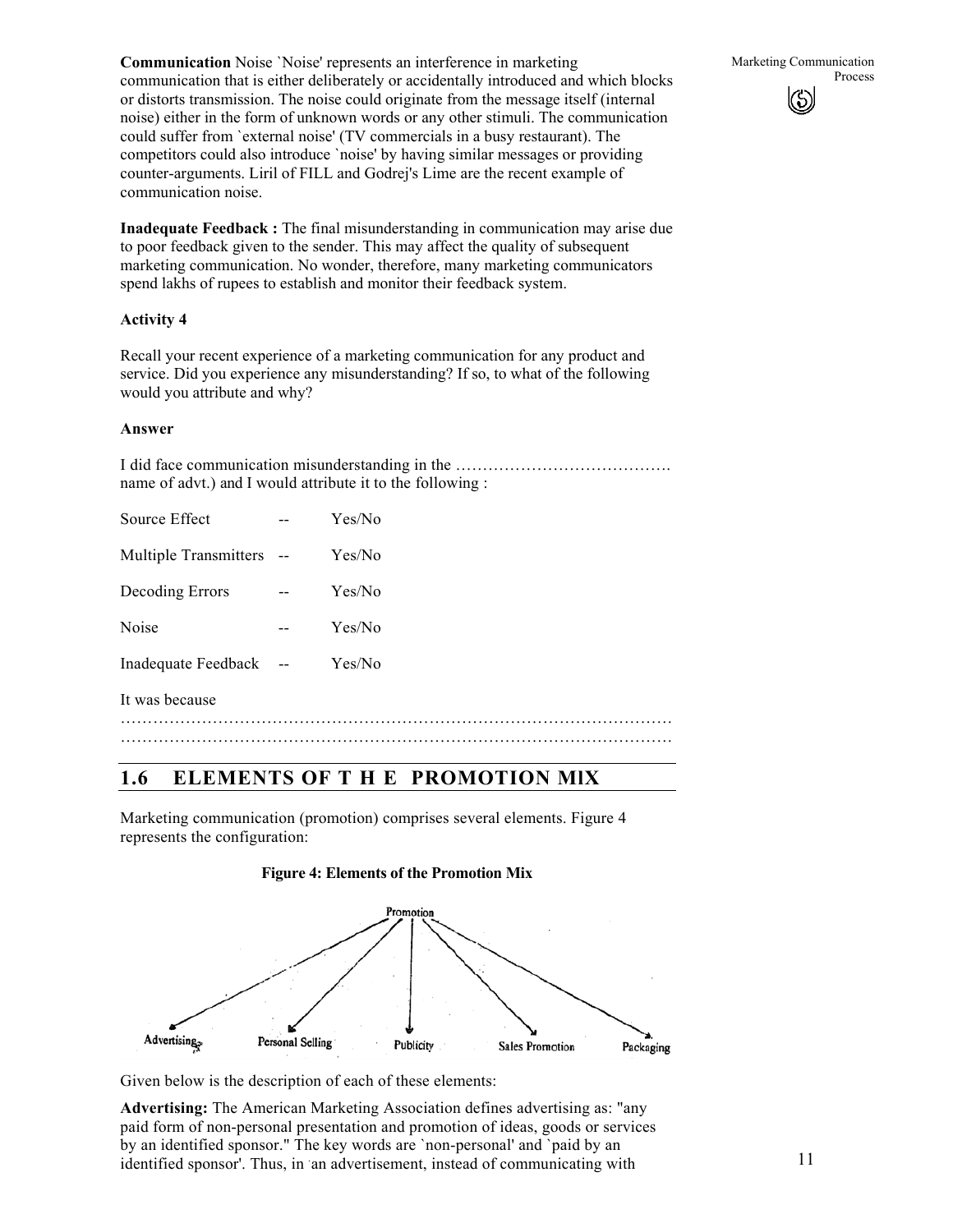**Communication** Noise `Noise' represents an interference in marketing communication that is either deliberately or accidentally introduced and which blocks or distorts transmission. The noise could originate from the message itself (internal noise) either in the form of unknown words or any other stimuli. The communication could suffer from `external noise' (TV commercials in a busy restaurant). The competitors could also introduce `noise' by having similar messages or providing counter-arguments. Liril of FILL and Godrej's Lime are the recent example of communication noise.

**Inadequate Feedback :** The final misunderstanding in communication may arise due to poor feedback given to the sender. This may affect the quality of subsequent marketing communication. No wonder, therefore, many marketing communicators spend lakhs of rupees to establish and monitor their feedback system.

**Activity 4**

Recall your recent experience of a marketing communication for any product and service. Did you experience any misunderstanding? If so, to what of the following would you attribute and why?

**Answer**

I did face communication misunderstanding in the …………………………………. name of advt.) and I would attribute it to the following :

Source Effect -- Yes/No

Multiple Transmitters -- Yes/No

Decoding Errors -- Yes/No

Noise -- Yes/No

Inadequate Feedback -- Yes/No

It was because

…………………………………………………………………………………………
…………………………………………………………………………………………

## 1.6 ELEMENTS OF THE PROMOTION MIX

Marketing communication (promotion) comprises several elements. Figure 4 represents the configuration:

**Figure 4: Elements of the Promotion Mix**

Promotion → Advertising, Personal Selling, Publicity, Sales Promotion, Packaging

Given below is the description of each of these elements:

**Advertising:** The American Marketing Association defines advertising as: "any paid form of non-personal presentation and promotion of ideas, goods or services by an identified sponsor." The key words are `non-personal' and `paid by an identified sponsor'. Thus, in an advertisement, instead of communicating with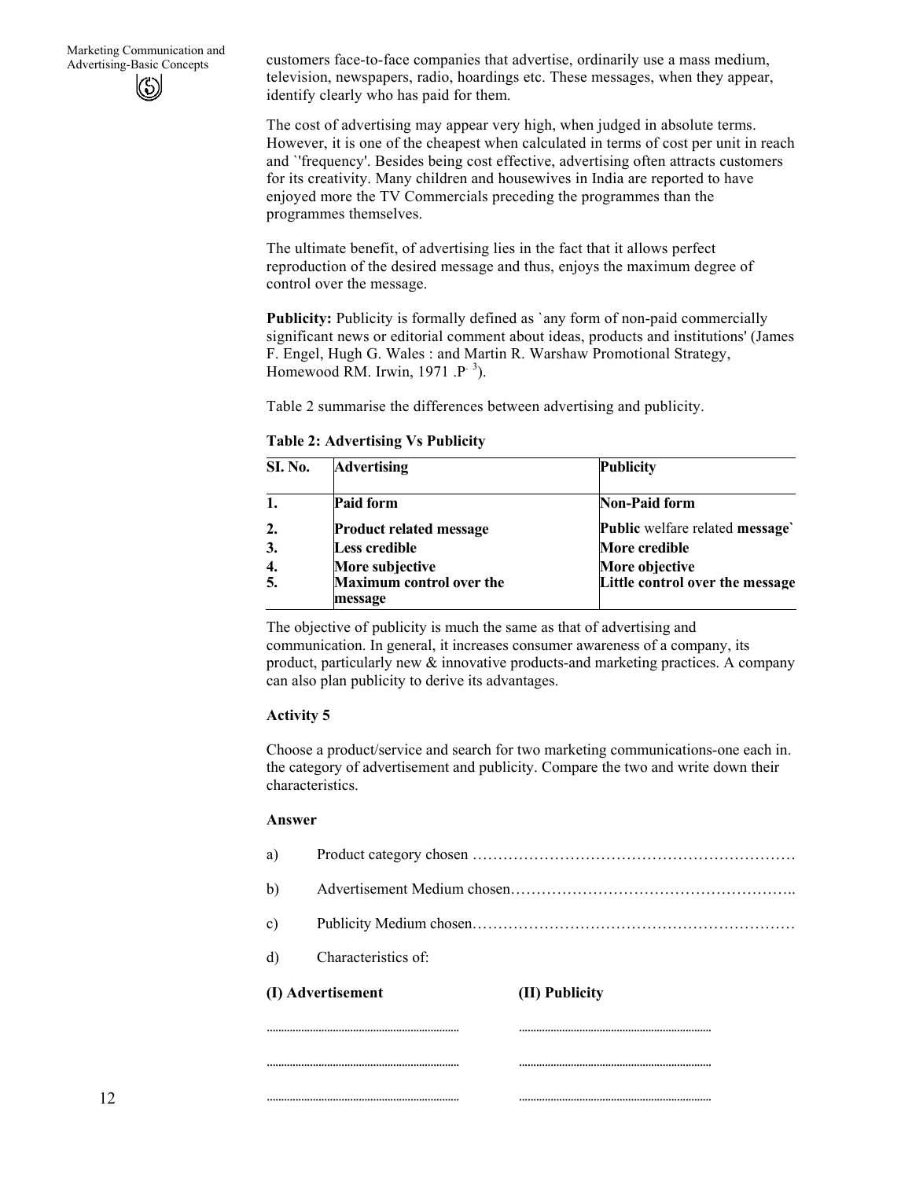customers face-to-face companies that advertise, ordinarily use a mass medium, television, newspapers, radio, hoardings etc. These messages, when they appear, identify clearly who has paid for them.

The cost of advertising may appear very high, when judged in absolute terms. However, it is one of the cheapest when calculated in terms of cost per unit in reach and `'frequency'. Besides being cost effective, advertising often attracts customers for its creativity. Many children and housewives in India are reported to have enjoyed more the TV Commercials preceding the programmes than the programmes themselves.

The ultimate benefit, of advertising lies in the fact that it allows perfect reproduction of the desired message and thus, enjoys the maximum degree of control over the message.

**Publicity:** Publicity is formally defined as `any form of non-paid commercially significant news or editorial comment about ideas, products and institutions' (James F. Engel, Hugh G. Wales : and Martin R. Warshaw Promotional Strategy, Homewood RM. Irwin, 1971 .P. 3).

Table 2 summarise the differences between advertising and publicity.

**Table 2: Advertising Vs Publicity**

| SI. No. | Advertising | Publicity |
|---|---|---|
| **1.** | **Paid form** | **Non-Paid form** |
| **2.** | **Product related message** | **Public** welfare related **message`** |
| **3.** | **Less credible** | **More credible** |
| **4.** | **More subjective** | **More objective** |
| **5.** | **Maximum control over the message** | **Little control over the message** |

The objective of publicity is much the same as that of advertising and communication. In general, it increases consumer awareness of a company, its product, particularly new & innovative products-and marketing practices. A company can also plan publicity to derive its advantages.

**Activity 5**

Choose a product/service and search for two marketing communications-one each in. the category of advertisement and publicity. Compare the two and write down their characteristics.

**Answer**

a) Product category chosen ………………………………………………………

b) Advertisement Medium chosen………………………………………………..

c) Publicity Medium chosen………………………………………………………

d) Characteristics of:

| (I) Advertisement | (II) Publicity |
|---|---|
| ………………………………………… | ………………………………………… |
| ………………………………………… | ………………………………………… |
| ………………………………………… | ………………………………………… |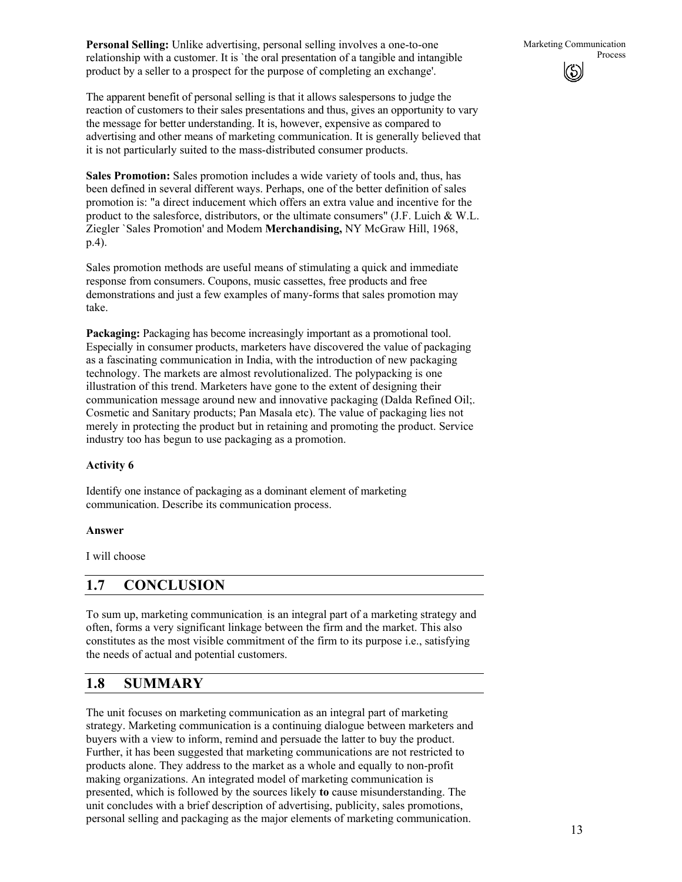**Personal Selling:** Unlike advertising, personal selling involves a one-to-one relationship with a customer. It is `the oral presentation of a tangible and intangible product by a seller to a prospect for the purpose of completing an exchange'.

The apparent benefit of personal selling is that it allows salespersons to judge the reaction of customers to their sales presentations and thus, gives an opportunity to vary the message for better understanding. It is, however, expensive as compared to advertising and other means of marketing communication. It is generally believed that it is not particularly suited to the mass-distributed consumer products.

**Sales Promotion:** Sales promotion includes a wide variety of tools and, thus, has been defined in several different ways. Perhaps, one of the better definition of sales promotion is: "a direct inducement which offers an extra value and incentive for the product to the salesforce, distributors, or the ultimate consumers" (J.F. Luich & W.L. Ziegler `Sales Promotion' and Modem **Merchandising,** NY McGraw Hill, 1968, p.4).

Sales promotion methods are useful means of stimulating a quick and immediate response from consumers. Coupons, music cassettes, free products and free demonstrations and just a few examples of many-forms that sales promotion may take.

**Packaging:** Packaging has become increasingly important as a promotional tool. Especially in consumer products, marketers have discovered the value of packaging as a fascinating communication in India, with the introduction of new packaging technology. The markets are almost revolutionalized. The polypacking is one illustration of this trend. Marketers have gone to the extent of designing their communication message around new and innovative packaging (Dalda Refined Oil;. Cosmetic and Sanitary products; Pan Masala etc). The value of packaging lies not merely in protecting the product but in retaining and promoting the product. Service industry too has begun to use packaging as a promotion.

**Activity 6**

Identify one instance of packaging as a dominant element of marketing communication. Describe its communication process.

**Answer**

I will choose

## 1.7 CONCLUSION

To sum up, marketing communication is an integral part of a marketing strategy and often, forms a very significant linkage between the firm and the market. This also constitutes as the most visible commitment of the firm to its purpose i.e., satisfying the needs of actual and potential customers.

## 1.8 SUMMARY

The unit focuses on marketing communication as an integral part of marketing strategy. Marketing communication is a continuing dialogue between marketers and buyers with a view to inform, remind and persuade the latter to buy the product. Further, it has been suggested that marketing communications are not restricted to products alone. They address to the market as a whole and equally to non-profit making organizations. An integrated model of marketing communication is presented, which is followed by the sources likely **to** cause misunderstanding. The unit concludes with a brief description of advertising, publicity, sales promotions, personal selling and packaging as the major elements of marketing communication.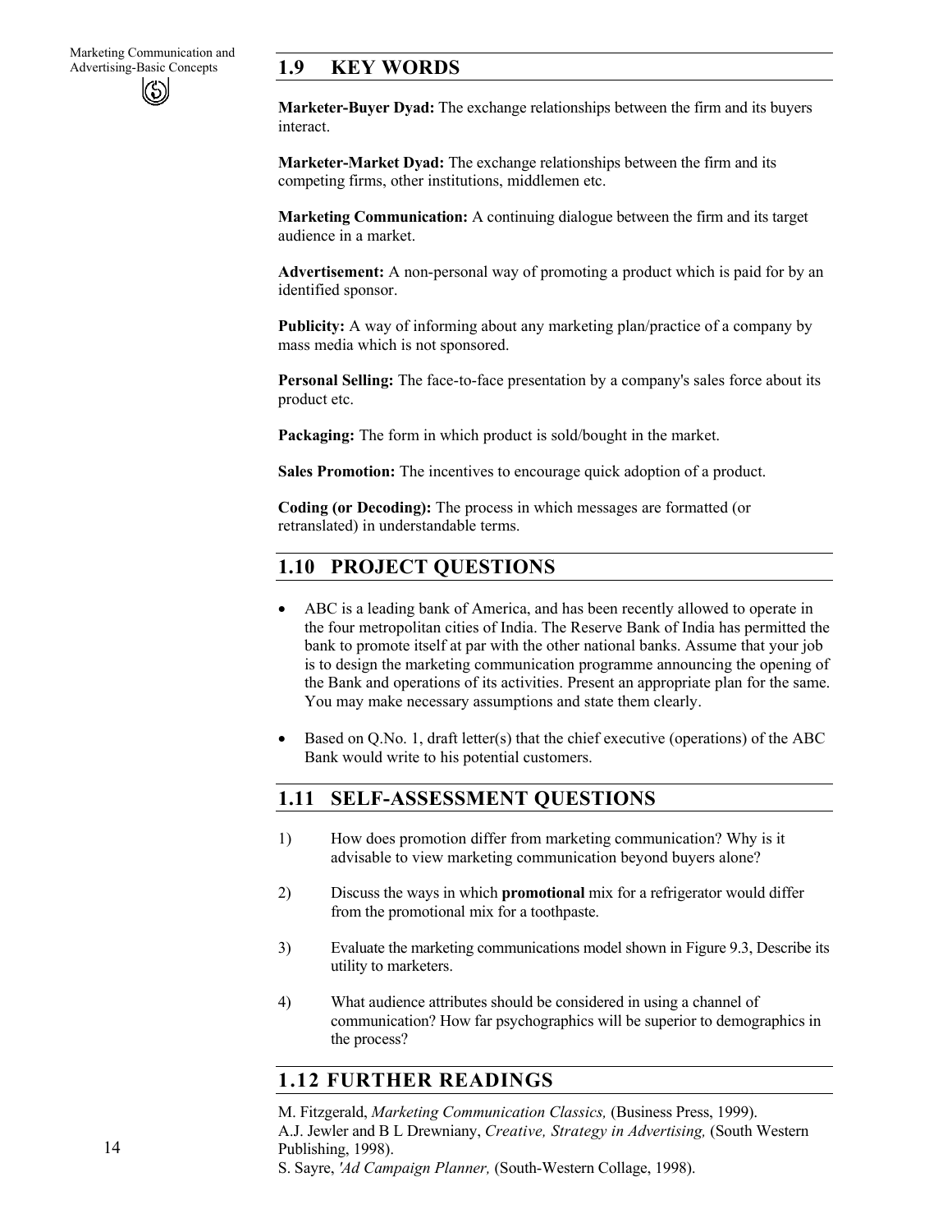## 1.9 KEY WORDS

**Marketer-Buyer Dyad:** The exchange relationships between the firm and its buyers interact.

**Marketer-Market Dyad:** The exchange relationships between the firm and its competing firms, other institutions, middlemen etc.

**Marketing Communication:** A continuing dialogue between the firm and its target audience in a market.

**Advertisement:** A non-personal way of promoting a product which is paid for by an identified sponsor.

**Publicity:** A way of informing about any marketing plan/practice of a company by mass media which is not sponsored.

**Personal Selling:** The face-to-face presentation by a company's sales force about its product etc.

**Packaging:** The form in which product is sold/bought in the market.

**Sales Promotion:** The incentives to encourage quick adoption of a product.

**Coding (or Decoding):** The process in which messages are formatted (or retranslated) in understandable terms.

## 1.10 PROJECT QUESTIONS

- ABC is a leading bank of America, and has been recently allowed to operate in the four metropolitan cities of India. The Reserve Bank of India has permitted the bank to promote itself at par with the other national banks. Assume that your job is to design the marketing communication programme announcing the opening of the Bank and operations of its activities. Present an appropriate plan for the same. You may make necessary assumptions and state them clearly.
- Based on Q.No. 1, draft letter(s) that the chief executive (operations) of the ABC Bank would write to his potential customers.

## 1.11 SELF-ASSESSMENT QUESTIONS

1) How does promotion differ from marketing communication? Why is it advisable to view marketing communication beyond buyers alone?

2) Discuss the ways in which **promotional** mix for a refrigerator would differ from the promotional mix for a toothpaste.

3) Evaluate the marketing communications model shown in Figure 9.3, Describe its utility to marketers.

4) What audience attributes should be considered in using a channel of communication? How far psychographics will be superior to demographics in the process?

## 1.12 FURTHER READINGS

M. Fitzgerald, *Marketing Communication Classics,* (Business Press, 1999).
A.J. Jewler and B L Drewniany, *Creative, Strategy in Advertising,* (South Western Publishing, 1998).
S. Sayre, *'Ad Campaign Planner,* (South-Western Collage, 1998).